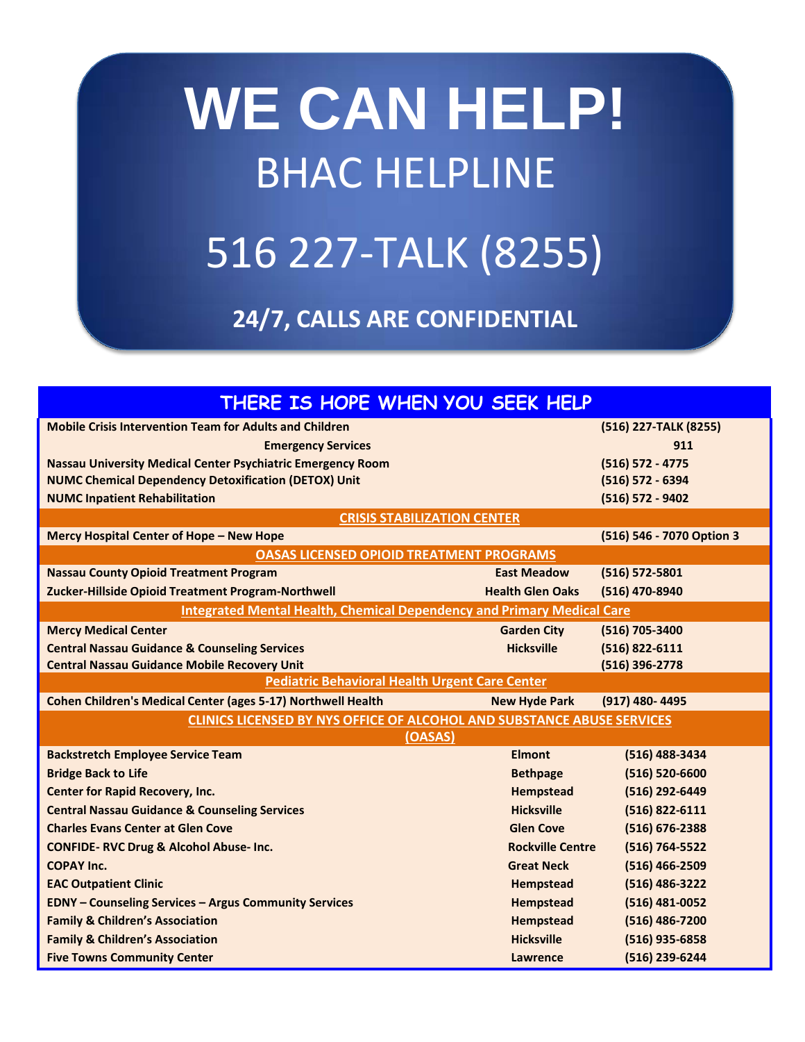# WE CAN HELP!

## BHAC HELPLINE

## 516 227-TALK (8255)

**24/7, CALLS ARE CONFIDENTIAL**

| THERE IS HOPE WHEN YOU SEEK HELP | | |
|---|---|---|
| **Mobile Crisis Intervention Team for Adults and Children** | | **(516) 227-TALK (8255)** |
| **Emergency Services** | | **911** |
| **Nassau University Medical Center Psychiatric Emergency Room** | | **(516) 572 - 4775** |
| **NUMC Chemical Dependency Detoxification (DETOX) Unit** | | **(516) 572 - 6394** |
| **NUMC Inpatient Rehabilitation** | | **(516) 572 - 9402** |
| **CRISIS STABILIZATION CENTER** | | |
| **Mercy Hospital Center of Hope – New Hope** | | **(516) 546 - 7070 Option 3** |
| **OASAS LICENSED OPIOID TREATMENT PROGRAMS** | | |
| **Nassau County Opioid Treatment Program** | **East Meadow** | **(516) 572-5801** |
| **Zucker-Hillside Opioid Treatment Program-Northwell** | **Health Glen Oaks** | **(516) 470-8940** |
| **Integrated Mental Health, Chemical Dependency and Primary Medical Care** | | |
| **Mercy Medical Center** | **Garden City** | **(516) 705-3400** |
| **Central Nassau Guidance & Counseling Services** | **Hicksville** | **(516) 822-6111** |
| **Central Nassau Guidance Mobile Recovery Unit** | | **(516) 396-2778** |
| **Pediatric Behavioral Health Urgent Care Center** | | |
| **Cohen Children's Medical Center (ages 5-17) Northwell Health** | **New Hyde Park** | **(917) 480- 4495** |
| **CLINICS LICENSED BY NYS OFFICE OF ALCOHOL AND SUBSTANCE ABUSE SERVICES (OASAS)** | | |
| **Backstretch Employee Service Team** | **Elmont** | **(516) 488-3434** |
| **Bridge Back to Life** | **Bethpage** | **(516) 520-6600** |
| **Center for Rapid Recovery, Inc.** | **Hempstead** | **(516) 292-6449** |
| **Central Nassau Guidance & Counseling Services** | **Hicksville** | **(516) 822-6111** |
| **Charles Evans Center at Glen Cove** | **Glen Cove** | **(516) 676-2388** |
| **CONFIDE- RVC Drug & Alcohol Abuse- Inc.** | **Rockville Centre** | **(516) 764-5522** |
| **COPAY Inc.** | **Great Neck** | **(516) 466-2509** |
| **EAC Outpatient Clinic** | **Hempstead** | **(516) 486-3222** |
| **EDNY – Counseling Services – Argus Community Services** | **Hempstead** | **(516) 481-0052** |
| **Family & Children's Association** | **Hempstead** | **(516) 486-7200** |
| **Family & Children's Association** | **Hicksville** | **(516) 935-6858** |
| **Five Towns Community Center** | **Lawrence** | **(516) 239-6244** |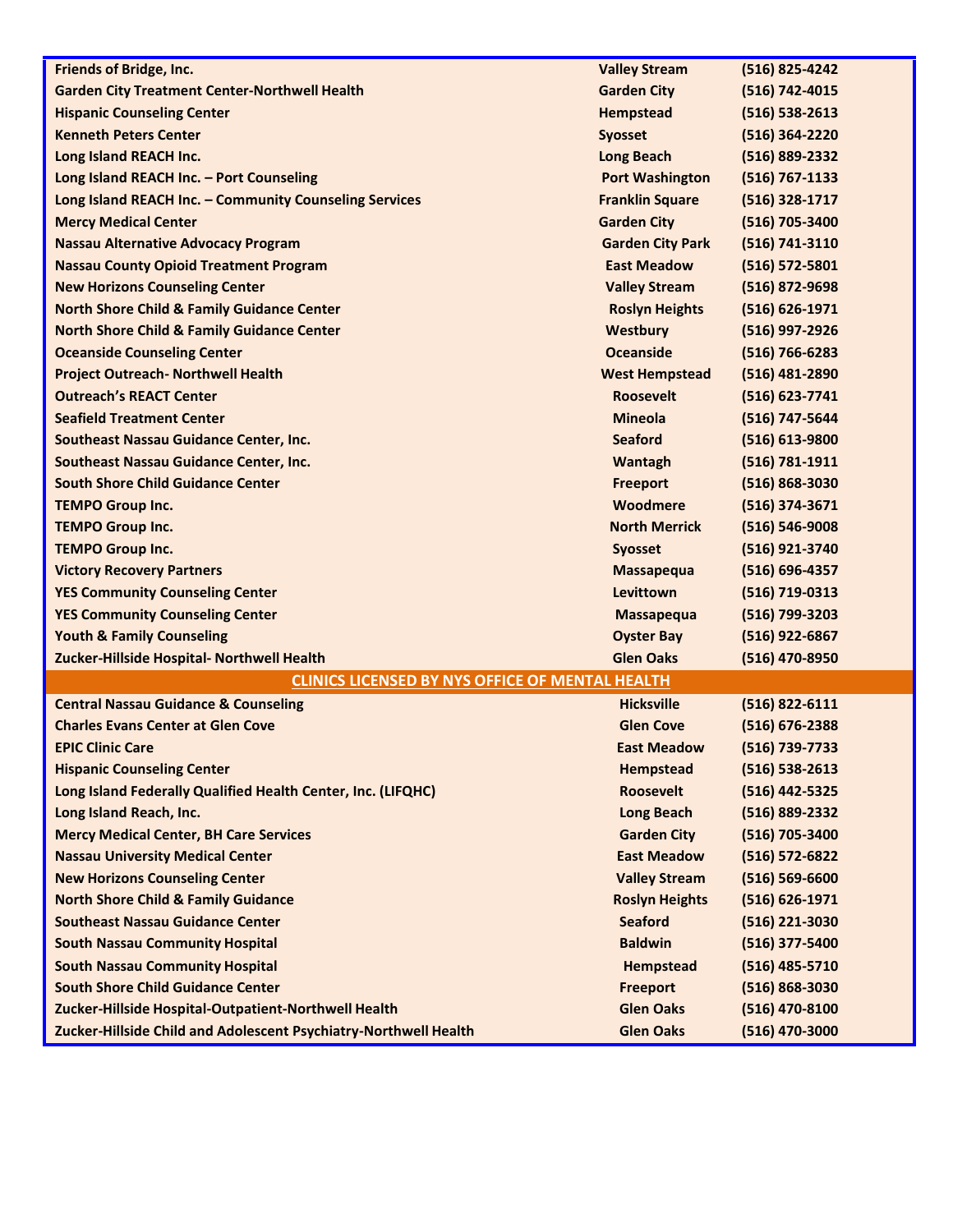| | | |
|---|---|---|
| **Friends of Bridge, Inc.** | **Valley Stream** | **(516) 825-4242** |
| **Garden City Treatment Center-Northwell Health** | **Garden City** | **(516) 742-4015** |
| **Hispanic Counseling Center** | **Hempstead** | **(516) 538-2613** |
| **Kenneth Peters Center** | **Syosset** | **(516) 364-2220** |
| **Long Island REACH Inc.** | **Long Beach** | **(516) 889-2332** |
| **Long Island REACH Inc. – Port Counseling** | **Port Washington** | **(516) 767-1133** |
| **Long Island REACH Inc. – Community Counseling Services** | **Franklin Square** | **(516) 328-1717** |
| **Mercy Medical Center** | **Garden City** | **(516) 705-3400** |
| **Nassau Alternative Advocacy Program** | **Garden City Park** | **(516) 741-3110** |
| **Nassau County Opioid Treatment Program** | **East Meadow** | **(516) 572-5801** |
| **New Horizons Counseling Center** | **Valley Stream** | **(516) 872-9698** |
| **North Shore Child & Family Guidance Center** | **Roslyn Heights** | **(516) 626-1971** |
| **North Shore Child & Family Guidance Center** | **Westbury** | **(516) 997-2926** |
| **Oceanside Counseling Center** | **Oceanside** | **(516) 766-6283** |
| **Project Outreach- Northwell Health** | **West Hempstead** | **(516) 481-2890** |
| **Outreach's REACT Center** | **Roosevelt** | **(516) 623-7741** |
| **Seafield Treatment Center** | **Mineola** | **(516) 747-5644** |
| **Southeast Nassau Guidance Center, Inc.** | **Seaford** | **(516) 613-9800** |
| **Southeast Nassau Guidance Center, Inc.** | **Wantagh** | **(516) 781-1911** |
| **South Shore Child Guidance Center** | **Freeport** | **(516) 868-3030** |
| **TEMPO Group Inc.** | **Woodmere** | **(516) 374-3671** |
| **TEMPO Group Inc.** | **North Merrick** | **(516) 546-9008** |
| **TEMPO Group Inc.** | **Syosset** | **(516) 921-3740** |
| **Victory Recovery Partners** | **Massapequa** | **(516) 696-4357** |
| **YES Community Counseling Center** | **Levittown** | **(516) 719-0313** |
| **YES Community Counseling Center** | **Massapequa** | **(516) 799-3203** |
| **Youth & Family Counseling** | **Oyster Bay** | **(516) 922-6867** |
| **Zucker-Hillside Hospital- Northwell Health** | **Glen Oaks** | **(516) 470-8950** |
| **CLINICS LICENSED BY NYS OFFICE OF MENTAL HEALTH** | | |
| **Central Nassau Guidance & Counseling** | **Hicksville** | **(516) 822-6111** |
| **Charles Evans Center at Glen Cove** | **Glen Cove** | **(516) 676-2388** |
| **EPIC Clinic Care** | **East Meadow** | **(516) 739-7733** |
| **Hispanic Counseling Center** | **Hempstead** | **(516) 538-2613** |
| **Long Island Federally Qualified Health Center, Inc. (LIFQHC)** | **Roosevelt** | **(516) 442-5325** |
| **Long Island Reach, Inc.** | **Long Beach** | **(516) 889-2332** |
| **Mercy Medical Center, BH Care Services** | **Garden City** | **(516) 705-3400** |
| **Nassau University Medical Center** | **East Meadow** | **(516) 572-6822** |
| **New Horizons Counseling Center** | **Valley Stream** | **(516) 569-6600** |
| **North Shore Child & Family Guidance** | **Roslyn Heights** | **(516) 626-1971** |
| **Southeast Nassau Guidance Center** | **Seaford** | **(516) 221-3030** |
| **South Nassau Community Hospital** | **Baldwin** | **(516) 377-5400** |
| **South Nassau Community Hospital** | **Hempstead** | **(516) 485-5710** |
| **South Shore Child Guidance Center** | **Freeport** | **(516) 868-3030** |
| **Zucker-Hillside Hospital-Outpatient-Northwell Health** | **Glen Oaks** | **(516) 470-8100** |
| **Zucker-Hillside Child and Adolescent Psychiatry-Northwell Health** | **Glen Oaks** | **(516) 470-3000** |